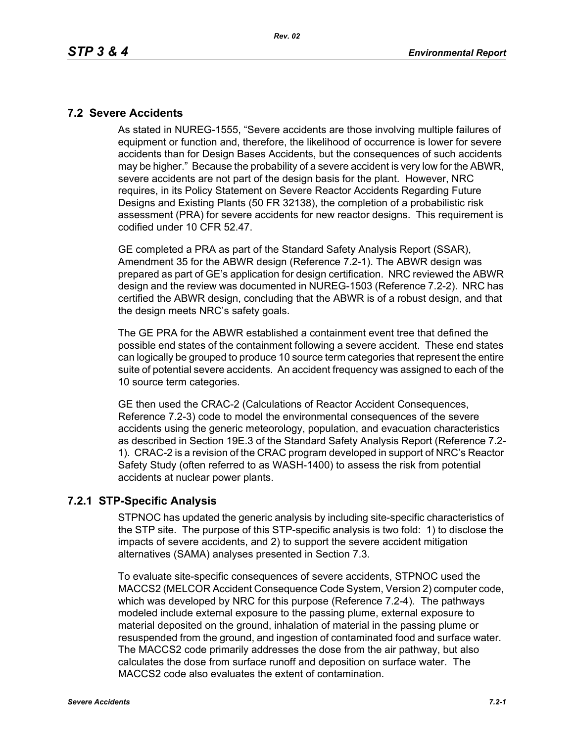## 7.2 Severe Accidents

As stated in NUREG-1555, "Severe accidents are those involving multiple failures of equipment or function and, therefore, the likelihood of occurrence is lower for severe accidents than for Design Bases Accidents, but the consequences of such accidents may be higher." Because the probability of a severe accident is very low for the ABWR, severe accidents are not part of the design basis for the plant. However, NRC requires, in its Policy Statement on Severe Reactor Accidents Regarding Future Designs and Existing Plants (50 FR 32138), the completion of a probabilistic risk assessment (PRA) for severe accidents for new reactor designs. This requirement is codified under 10 CFR 52.47.

GE completed a PRA as part of the Standard Safety Analysis Report (SSAR), Amendment 35 for the ABWR design (Reference 7.2-1). The ABWR design was prepared as part of GE's application for design certification. NRC reviewed the ABWR design and the review was documented in NUREG-1503 (Reference 7.2-2). NRC has certified the ABWR design, concluding that the ABWR is of a robust design, and that the design meets NRC's safety goals.

The GE PRA for the ABWR established a containment event tree that defined the possible end states of the containment following a severe accident. These end states can logically be grouped to produce 10 source term categories that represent the entire suite of potential severe accidents. An accident frequency was assigned to each of the 10 source term categories.

GE then used the CRAC-2 (Calculations of Reactor Accident Consequences, Reference 7.2-3) code to model the environmental consequences of the severe accidents using the generic meteorology, population, and evacuation characteristics as described in Section 19E.3 of the Standard Safety Analysis Report (Reference 7.2-1). CRAC-2 is a revision of the CRAC program developed in support of NRC's Reactor Safety Study (often referred to as WASH-1400) to assess the risk from potential accidents at nuclear power plants.

### 7.2.1 STP-Specific Analysis

STPNOC has updated the generic analysis by including site-specific characteristics of the STP site. The purpose of this STP-specific analysis is two fold: 1) to disclose the impacts of severe accidents, and 2) to support the severe accident mitigation alternatives (SAMA) analyses presented in Section 7.3.

To evaluate site-specific consequences of severe accidents, STPNOC used the MACCS2 (MELCOR Accident Consequence Code System, Version 2) computer code, which was developed by NRC for this purpose (Reference 7.2-4). The pathways modeled include external exposure to the passing plume, external exposure to material deposited on the ground, inhalation of material in the passing plume or resuspended from the ground, and ingestion of contaminated food and surface water. The MACCS2 code primarily addresses the dose from the air pathway, but also calculates the dose from surface runoff and deposition on surface water. The MACCS2 code also evaluates the extent of contamination.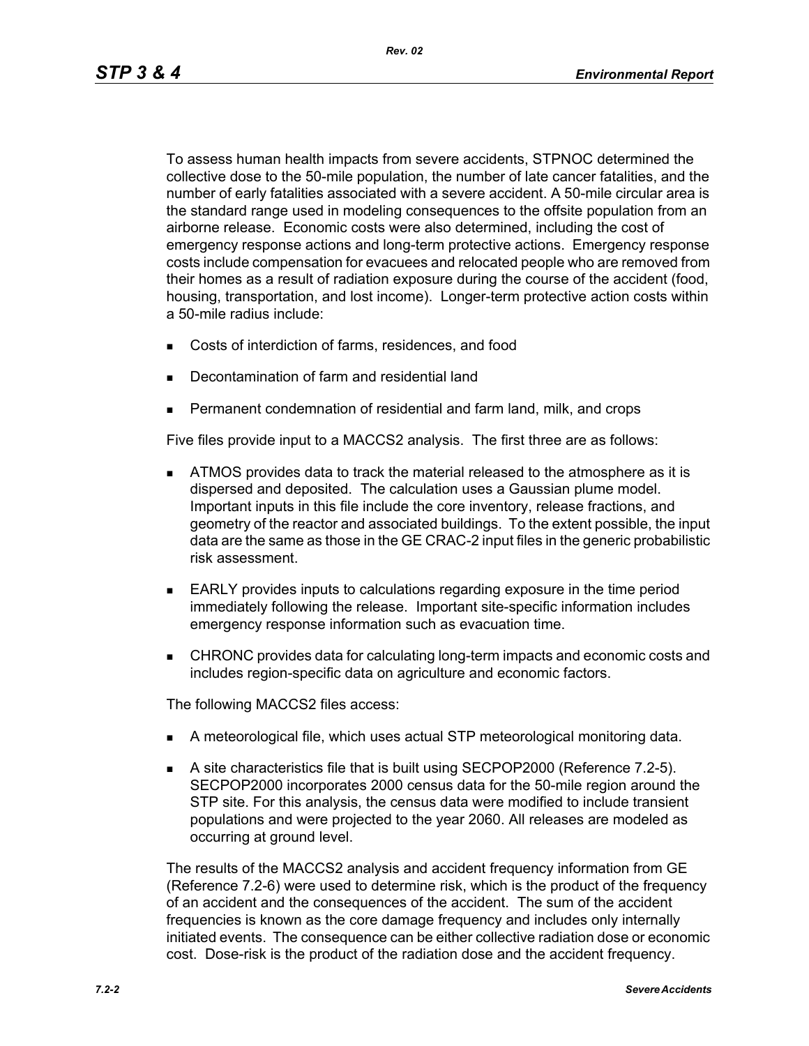To assess human health impacts from severe accidents, STPNOC determined the collective dose to the 50-mile population, the number of late cancer fatalities, and the number of early fatalities associated with a severe accident. A 50-mile circular area is the standard range used in modeling consequences to the offsite population from an airborne release. Economic costs were also determined, including the cost of emergency response actions and long-term protective actions. Emergency response costs include compensation for evacuees and relocated people who are removed from their homes as a result of radiation exposure during the course of the accident (food, housing, transportation, and lost income). Longer-term protective action costs within a 50-mile radius include:

- Costs of interdiction of farms, residences, and food
- Decontamination of farm and residential land
- Permanent condemnation of residential and farm land, milk, and crops

Five files provide input to a MACCS2 analysis. The first three are as follows:

- ATMOS provides data to track the material released to the atmosphere as it is dispersed and deposited. The calculation uses a Gaussian plume model. Important inputs in this file include the core inventory, release fractions, and geometry of the reactor and associated buildings. To the extent possible, the input data are the same as those in the GE CRAC-2 input files in the generic probabilistic risk assessment.
- EARLY provides inputs to calculations regarding exposure in the time period immediately following the release. Important site-specific information includes emergency response information such as evacuation time.
- CHRONC provides data for calculating long-term impacts and economic costs and includes region-specific data on agriculture and economic factors.

The following MACCS2 files access:

- A meteorological file, which uses actual STP meteorological monitoring data.
- A site characteristics file that is built using SECPOP2000 (Reference 7.2-5). SECPOP2000 incorporates 2000 census data for the 50-mile region around the STP site. For this analysis, the census data were modified to include transient populations and were projected to the year 2060. All releases are modeled as occurring at ground level.

The results of the MACCS2 analysis and accident frequency information from GE (Reference 7.2-6) were used to determine risk, which is the product of the frequency of an accident and the consequences of the accident. The sum of the accident frequencies is known as the core damage frequency and includes only internally initiated events. The consequence can be either collective radiation dose or economic cost. Dose-risk is the product of the radiation dose and the accident frequency.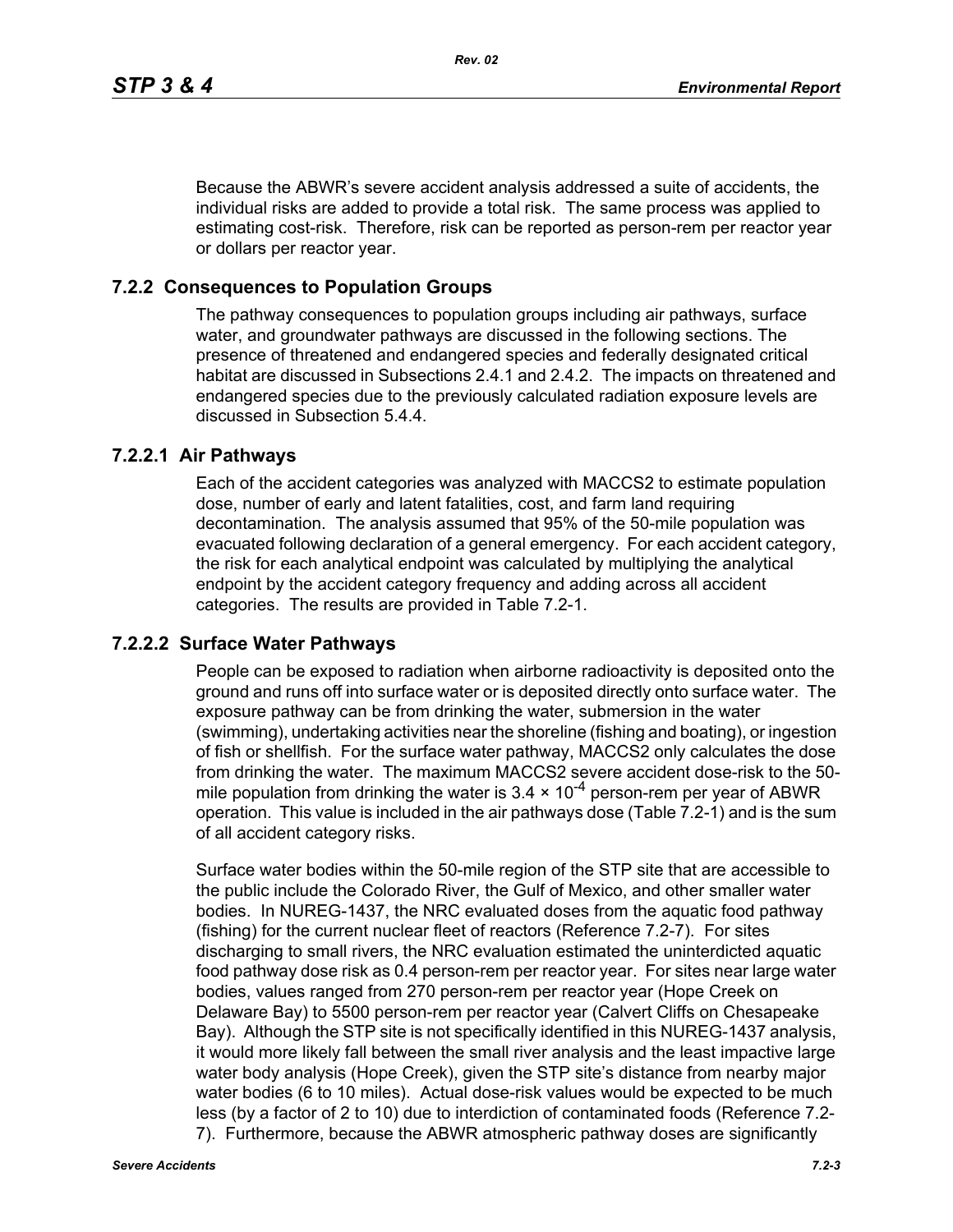Because the ABWR's severe accident analysis addressed a suite of accidents, the individual risks are added to provide a total risk. The same process was applied to estimating cost-risk. Therefore, risk can be reported as person-rem per reactor year or dollars per reactor year.

## 7.2.2 Consequences to Population Groups

The pathway consequences to population groups including air pathways, surface water, and groundwater pathways are discussed in the following sections. The presence of threatened and endangered species and federally designated critical habitat are discussed in Subsections 2.4.1 and 2.4.2. The impacts on threatened and endangered species due to the previously calculated radiation exposure levels are discussed in Subsection 5.4.4.

### 7.2.2.1 Air Pathways

Each of the accident categories was analyzed with MACCS2 to estimate population dose, number of early and latent fatalities, cost, and farm land requiring decontamination. The analysis assumed that 95% of the 50-mile population was evacuated following declaration of a general emergency. For each accident category, the risk for each analytical endpoint was calculated by multiplying the analytical endpoint by the accident category frequency and adding across all accident categories. The results are provided in Table 7.2-1.

### 7.2.2.2 Surface Water Pathways

People can be exposed to radiation when airborne radioactivity is deposited onto the ground and runs off into surface water or is deposited directly onto surface water. The exposure pathway can be from drinking the water, submersion in the water (swimming), undertaking activities near the shoreline (fishing and boating), or ingestion of fish or shellfish. For the surface water pathway, MACCS2 only calculates the dose from drinking the water. The maximum MACCS2 severe accident dose-risk to the 50-mile population from drinking the water is $3.4 \times 10^{-4}$ person-rem per year of ABWR operation. This value is included in the air pathways dose (Table 7.2-1) and is the sum of all accident category risks.

Surface water bodies within the 50-mile region of the STP site that are accessible to the public include the Colorado River, the Gulf of Mexico, and other smaller water bodies. In NUREG-1437, the NRC evaluated doses from the aquatic food pathway (fishing) for the current nuclear fleet of reactors (Reference 7.2-7). For sites discharging to small rivers, the NRC evaluation estimated the uninterdicted aquatic food pathway dose risk as 0.4 person-rem per reactor year. For sites near large water bodies, values ranged from 270 person-rem per reactor year (Hope Creek on Delaware Bay) to 5500 person-rem per reactor year (Calvert Cliffs on Chesapeake Bay). Although the STP site is not specifically identified in this NUREG-1437 analysis, it would more likely fall between the small river analysis and the least impactive large water body analysis (Hope Creek), given the STP site's distance from nearby major water bodies (6 to 10 miles). Actual dose-risk values would be expected to be much less (by a factor of 2 to 10) due to interdiction of contaminated foods (Reference 7.2-7). Furthermore, because the ABWR atmospheric pathway doses are significantly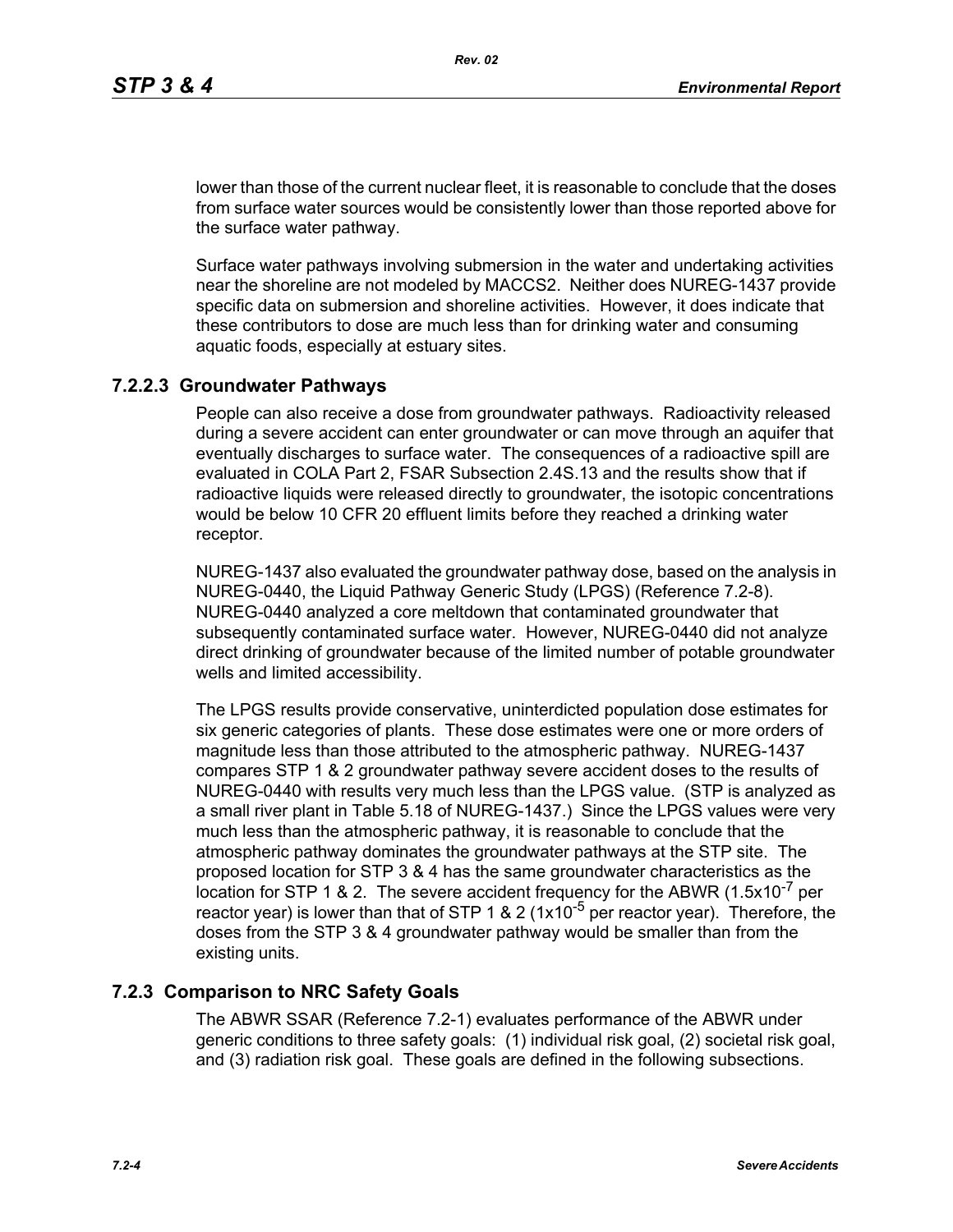lower than those of the current nuclear fleet, it is reasonable to conclude that the doses from surface water sources would be consistently lower than those reported above for the surface water pathway.

Surface water pathways involving submersion in the water and undertaking activities near the shoreline are not modeled by MACCS2. Neither does NUREG-1437 provide specific data on submersion and shoreline activities. However, it does indicate that these contributors to dose are much less than for drinking water and consuming aquatic foods, especially at estuary sites.

### 7.2.2.3 Groundwater Pathways

People can also receive a dose from groundwater pathways. Radioactivity released during a severe accident can enter groundwater or can move through an aquifer that eventually discharges to surface water. The consequences of a radioactive spill are evaluated in COLA Part 2, FSAR Subsection 2.4S.13 and the results show that if radioactive liquids were released directly to groundwater, the isotopic concentrations would be below 10 CFR 20 effluent limits before they reached a drinking water receptor.

NUREG-1437 also evaluated the groundwater pathway dose, based on the analysis in NUREG-0440, the Liquid Pathway Generic Study (LPGS) (Reference 7.2-8). NUREG-0440 analyzed a core meltdown that contaminated groundwater that subsequently contaminated surface water. However, NUREG-0440 did not analyze direct drinking of groundwater because of the limited number of potable groundwater wells and limited accessibility.

The LPGS results provide conservative, uninterdicted population dose estimates for six generic categories of plants. These dose estimates were one or more orders of magnitude less than those attributed to the atmospheric pathway. NUREG-1437 compares STP 1 & 2 groundwater pathway severe accident doses to the results of NUREG-0440 with results very much less than the LPGS value. (STP is analyzed as a small river plant in Table 5.18 of NUREG-1437.) Since the LPGS values were very much less than the atmospheric pathway, it is reasonable to conclude that the atmospheric pathway dominates the groundwater pathways at the STP site. The proposed location for STP 3 & 4 has the same groundwater characteristics as the location for STP 1 & 2. The severe accident frequency for the ABWR ($1.5x10^{-7}$ per reactor year) is lower than that of STP 1 & 2 ($1x10^{-5}$ per reactor year). Therefore, the doses from the STP 3 & 4 groundwater pathway would be smaller than from the existing units.

## 7.2.3 Comparison to NRC Safety Goals

The ABWR SSAR (Reference 7.2-1) evaluates performance of the ABWR under generic conditions to three safety goals: (1) individual risk goal, (2) societal risk goal, and (3) radiation risk goal. These goals are defined in the following subsections.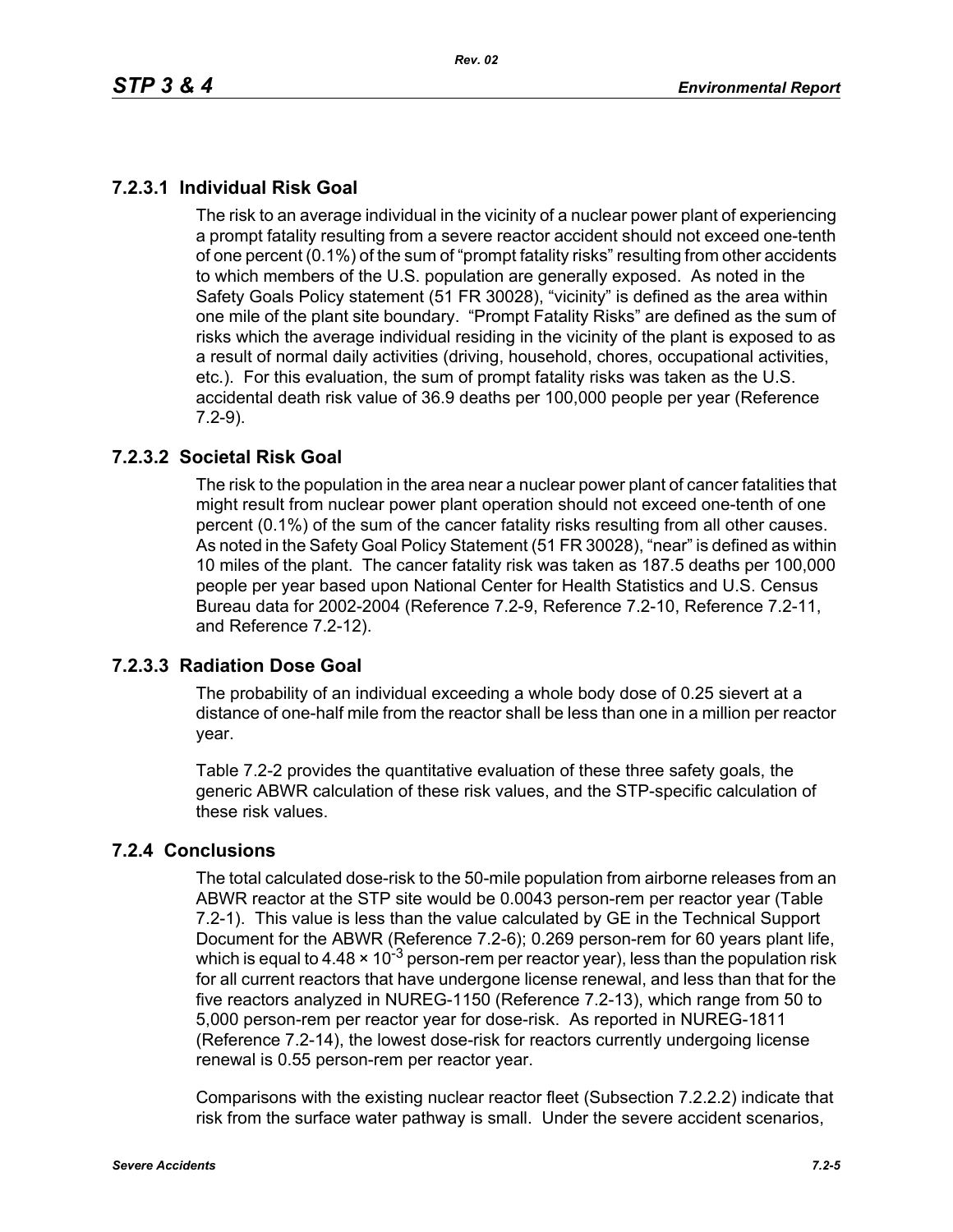### 7.2.3.1 Individual Risk Goal

The risk to an average individual in the vicinity of a nuclear power plant of experiencing a prompt fatality resulting from a severe reactor accident should not exceed one-tenth of one percent (0.1%) of the sum of "prompt fatality risks" resulting from other accidents to which members of the U.S. population are generally exposed. As noted in the Safety Goals Policy statement (51 FR 30028), "vicinity" is defined as the area within one mile of the plant site boundary. "Prompt Fatality Risks" are defined as the sum of risks which the average individual residing in the vicinity of the plant is exposed to as a result of normal daily activities (driving, household, chores, occupational activities, etc.). For this evaluation, the sum of prompt fatality risks was taken as the U.S. accidental death risk value of 36.9 deaths per 100,000 people per year (Reference 7.2-9).

### 7.2.3.2 Societal Risk Goal

The risk to the population in the area near a nuclear power plant of cancer fatalities that might result from nuclear power plant operation should not exceed one-tenth of one percent (0.1%) of the sum of the cancer fatality risks resulting from all other causes. As noted in the Safety Goal Policy Statement (51 FR 30028), "near" is defined as within 10 miles of the plant. The cancer fatality risk was taken as 187.5 deaths per 100,000 people per year based upon National Center for Health Statistics and U.S. Census Bureau data for 2002-2004 (Reference 7.2-9, Reference 7.2-10, Reference 7.2-11, and Reference 7.2-12).

### 7.2.3.3 Radiation Dose Goal

The probability of an individual exceeding a whole body dose of 0.25 sievert at a distance of one-half mile from the reactor shall be less than one in a million per reactor year.

Table 7.2-2 provides the quantitative evaluation of these three safety goals, the generic ABWR calculation of these risk values, and the STP-specific calculation of these risk values.

## 7.2.4 Conclusions

The total calculated dose-risk to the 50-mile population from airborne releases from an ABWR reactor at the STP site would be 0.0043 person-rem per reactor year (Table 7.2-1). This value is less than the value calculated by GE in the Technical Support Document for the ABWR (Reference 7.2-6); 0.269 person-rem for 60 years plant life, which is equal to $4.48 \times 10^{-3}$ person-rem per reactor year), less than the population risk for all current reactors that have undergone license renewal, and less than that for the five reactors analyzed in NUREG-1150 (Reference 7.2-13), which range from 50 to 5,000 person-rem per reactor year for dose-risk. As reported in NUREG-1811 (Reference 7.2-14), the lowest dose-risk for reactors currently undergoing license renewal is 0.55 person-rem per reactor year.

Comparisons with the existing nuclear reactor fleet (Subsection 7.2.2.2) indicate that risk from the surface water pathway is small. Under the severe accident scenarios,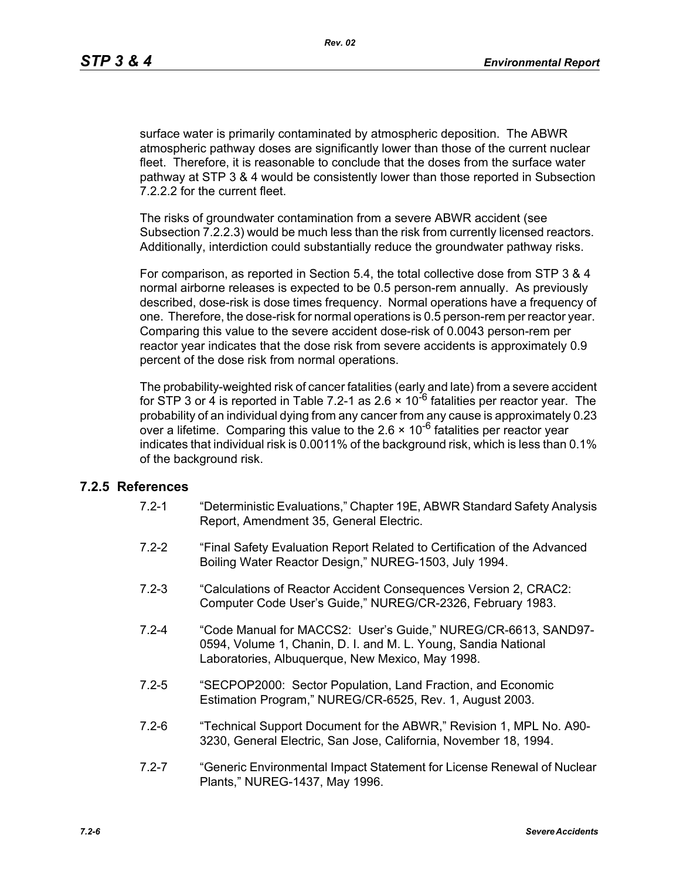surface water is primarily contaminated by atmospheric deposition. The ABWR atmospheric pathway doses are significantly lower than those of the current nuclear fleet. Therefore, it is reasonable to conclude that the doses from the surface water pathway at STP 3 & 4 would be consistently lower than those reported in Subsection 7.2.2.2 for the current fleet.

The risks of groundwater contamination from a severe ABWR accident (see Subsection 7.2.2.3) would be much less than the risk from currently licensed reactors. Additionally, interdiction could substantially reduce the groundwater pathway risks.

For comparison, as reported in Section 5.4, the total collective dose from STP 3 & 4 normal airborne releases is expected to be 0.5 person-rem annually. As previously described, dose-risk is dose times frequency. Normal operations have a frequency of one. Therefore, the dose-risk for normal operations is 0.5 person-rem per reactor year. Comparing this value to the severe accident dose-risk of 0.0043 person-rem per reactor year indicates that the dose risk from severe accidents is approximately 0.9 percent of the dose risk from normal operations.

The probability-weighted risk of cancer fatalities (early and late) from a severe accident for STP 3 or 4 is reported in Table 7.2-1 as $2.6 \times 10^{-6}$ fatalities per reactor year. The probability of an individual dying from any cancer from any cause is approximately 0.23 over a lifetime. Comparing this value to the $2.6 \times 10^{-6}$ fatalities per reactor year indicates that individual risk is 0.0011% of the background risk, which is less than 0.1% of the background risk.

## 7.2.5 References

7.2-1 "Deterministic Evaluations," Chapter 19E, ABWR Standard Safety Analysis Report, Amendment 35, General Electric.

7.2-2 "Final Safety Evaluation Report Related to Certification of the Advanced Boiling Water Reactor Design," NUREG-1503, July 1994.

7.2-3 "Calculations of Reactor Accident Consequences Version 2, CRAC2: Computer Code User's Guide," NUREG/CR-2326, February 1983.

7.2-4 "Code Manual for MACCS2: User's Guide," NUREG/CR-6613, SAND97-0594, Volume 1, Chanin, D. I. and M. L. Young, Sandia National Laboratories, Albuquerque, New Mexico, May 1998.

7.2-5 "SECPOP2000: Sector Population, Land Fraction, and Economic Estimation Program," NUREG/CR-6525, Rev. 1, August 2003.

7.2-6 "Technical Support Document for the ABWR," Revision 1, MPL No. A90-3230, General Electric, San Jose, California, November 18, 1994.

7.2-7 "Generic Environmental Impact Statement for License Renewal of Nuclear Plants," NUREG-1437, May 1996.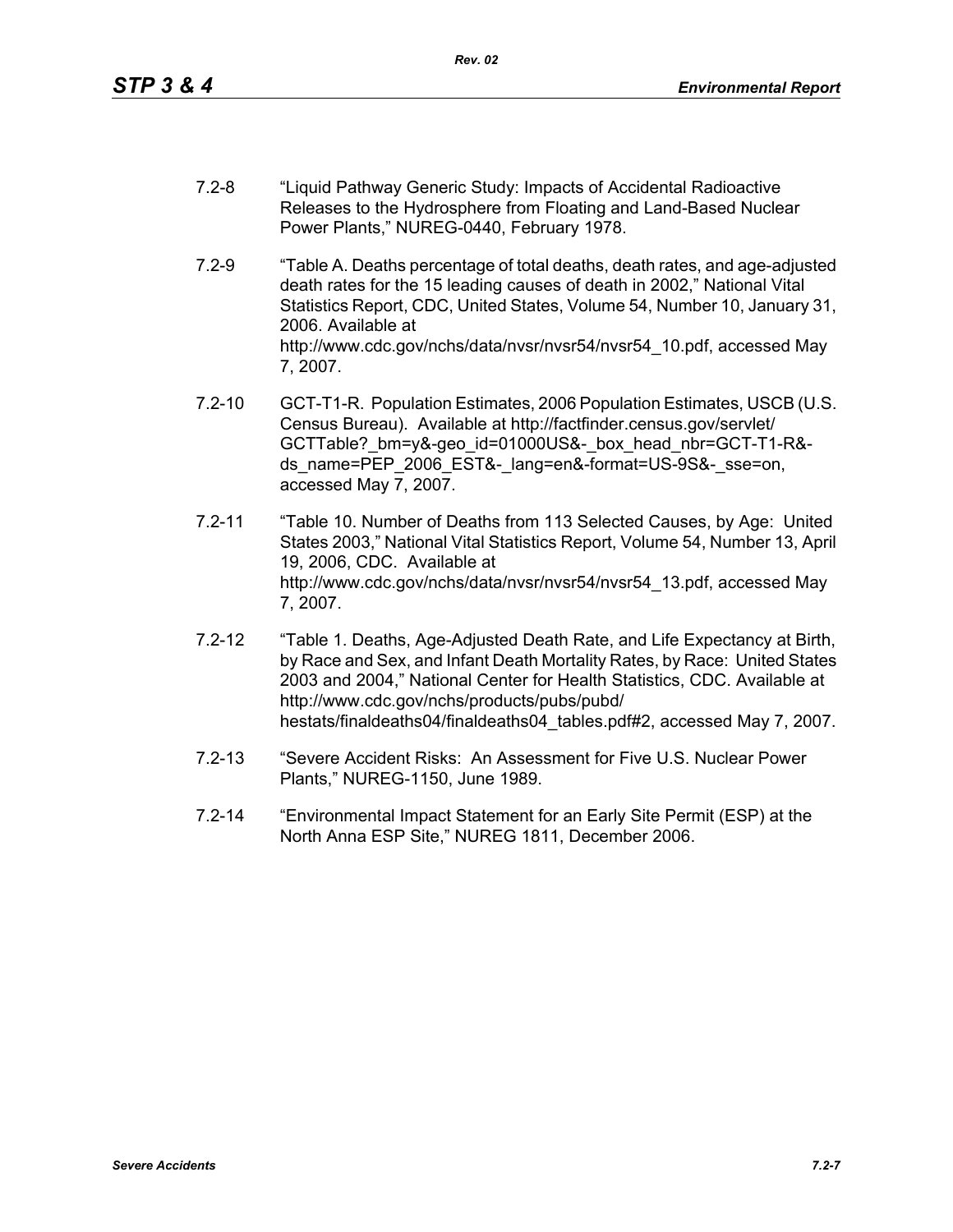7.2-8 "Liquid Pathway Generic Study: Impacts of Accidental Radioactive Releases to the Hydrosphere from Floating and Land-Based Nuclear Power Plants," NUREG-0440, February 1978.

7.2-9 "Table A. Deaths percentage of total deaths, death rates, and age-adjusted death rates for the 15 leading causes of death in 2002," National Vital Statistics Report, CDC, United States, Volume 54, Number 10, January 31, 2006. Available at http://www.cdc.gov/nchs/data/nvsr/nvsr54/nvsr54_10.pdf, accessed May 7, 2007.

7.2-10 GCT-T1-R. Population Estimates, 2006 Population Estimates, USCB (U.S. Census Bureau). Available at http://factfinder.census.gov/servlet/GCTTable?_bm=y&-geo_id=01000US&-_box_head_nbr=GCT-T1-R&-ds_name=PEP_2006_EST&-_lang=en&-format=US-9S&-_sse=on, accessed May 7, 2007.

7.2-11 "Table 10. Number of Deaths from 113 Selected Causes, by Age: United States 2003," National Vital Statistics Report, Volume 54, Number 13, April 19, 2006, CDC. Available at http://www.cdc.gov/nchs/data/nvsr/nvsr54/nvsr54_13.pdf, accessed May 7, 2007.

7.2-12 "Table 1. Deaths, Age-Adjusted Death Rate, and Life Expectancy at Birth, by Race and Sex, and Infant Death Mortality Rates, by Race: United States 2003 and 2004," National Center for Health Statistics, CDC. Available at http://www.cdc.gov/nchs/products/pubs/pubd/hestats/finaldeaths04/finaldeaths04_tables.pdf#2, accessed May 7, 2007.

7.2-13 "Severe Accident Risks: An Assessment for Five U.S. Nuclear Power Plants," NUREG-1150, June 1989.

7.2-14 "Environmental Impact Statement for an Early Site Permit (ESP) at the North Anna ESP Site," NUREG 1811, December 2006.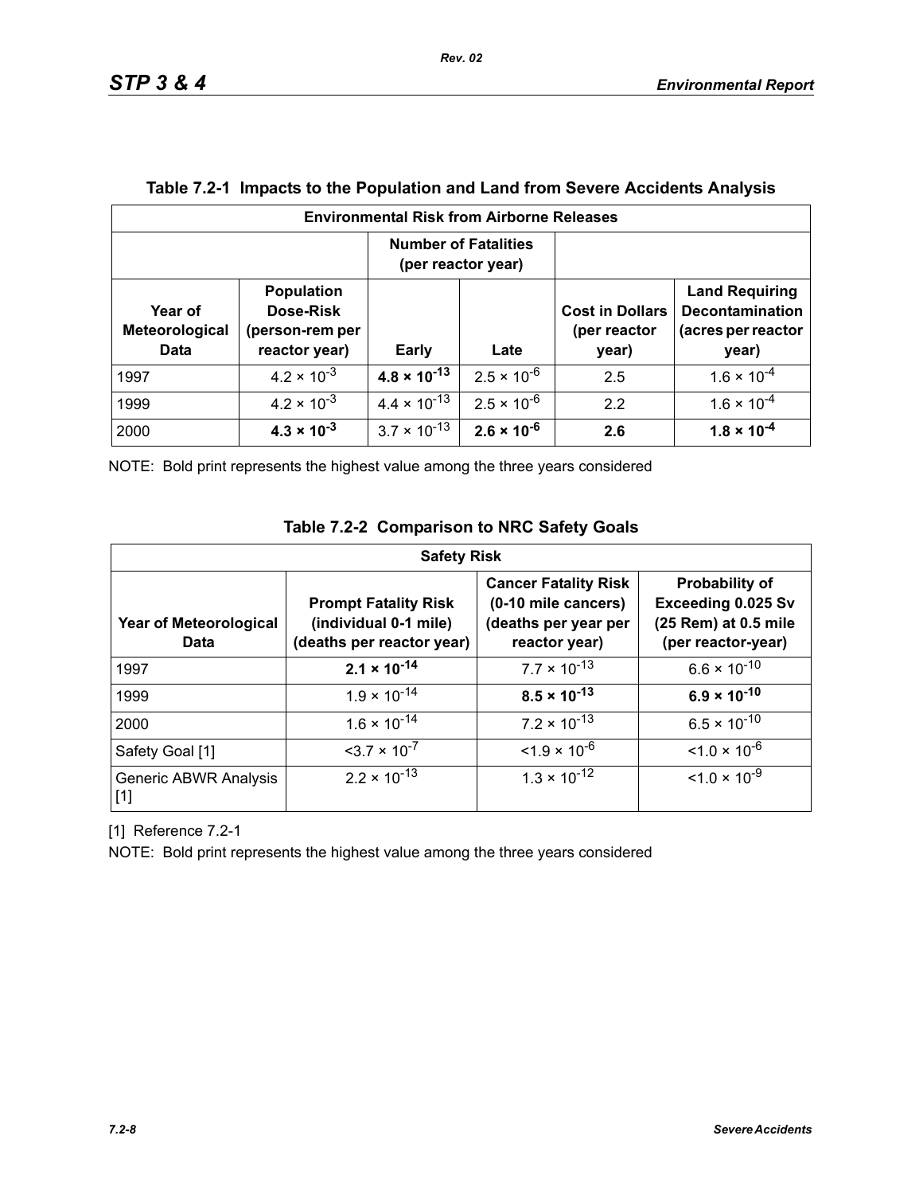**Table 7.2-1 Impacts to the Population and Land from Severe Accidents Analysis**

| Environmental Risk from Airborne Releases | | | | | |
|---|---|---|---|---|---|
| | | Number of Fatalities (per reactor year) | | | |
| Year of Meteorological Data | Population Dose-Risk (person-rem per reactor year) | Early | Late | Cost in Dollars (per reactor year) | Land Requiring Decontamination (acres per reactor year) |
| 1997 | $4.2 \times 10^{-3}$ | **$4.8 \times 10^{-13}$** | $2.5 \times 10^{-6}$ | 2.5 | $1.6 \times 10^{-4}$ |
| 1999 | $4.2 \times 10^{-3}$ | $4.4 \times 10^{-13}$ | $2.5 \times 10^{-6}$ | 2.2 | $1.6 \times 10^{-4}$ |
| 2000 | **$4.3 \times 10^{-3}$** | $3.7 \times 10^{-13}$ | **$2.6 \times 10^{-6}$** | **2.6** | **$1.8 \times 10^{-4}$** |

NOTE: Bold print represents the highest value among the three years considered

**Table 7.2-2 Comparison to NRC Safety Goals**

| Safety Risk | | | |
|---|---|---|---|
| Year of Meteorological Data | Prompt Fatality Risk (individual 0-1 mile) (deaths per reactor year) | Cancer Fatality Risk (0-10 mile cancers) (deaths per year per reactor year) | Probability of Exceeding 0.025 Sv (25 Rem) at 0.5 mile (per reactor-year) |
| 1997 | **$2.1 \times 10^{-14}$** | $7.7 \times 10^{-13}$ | $6.6 \times 10^{-10}$ |
| 1999 | $1.9 \times 10^{-14}$ | **$8.5 \times 10^{-13}$** | **$6.9 \times 10^{-10}$** |
| 2000 | $1.6 \times 10^{-14}$ | $7.2 \times 10^{-13}$ | $6.5 \times 10^{-10}$ |
| Safety Goal [1] | $<3.7 \times 10^{-7}$ | $<1.9 \times 10^{-6}$ | $<1.0 \times 10^{-6}$ |
| Generic ABWR Analysis [1] | $2.2 \times 10^{-13}$ | $1.3 \times 10^{-12}$ | $<1.0 \times 10^{-9}$ |

[1] Reference 7.2-1

NOTE: Bold print represents the highest value among the three years considered